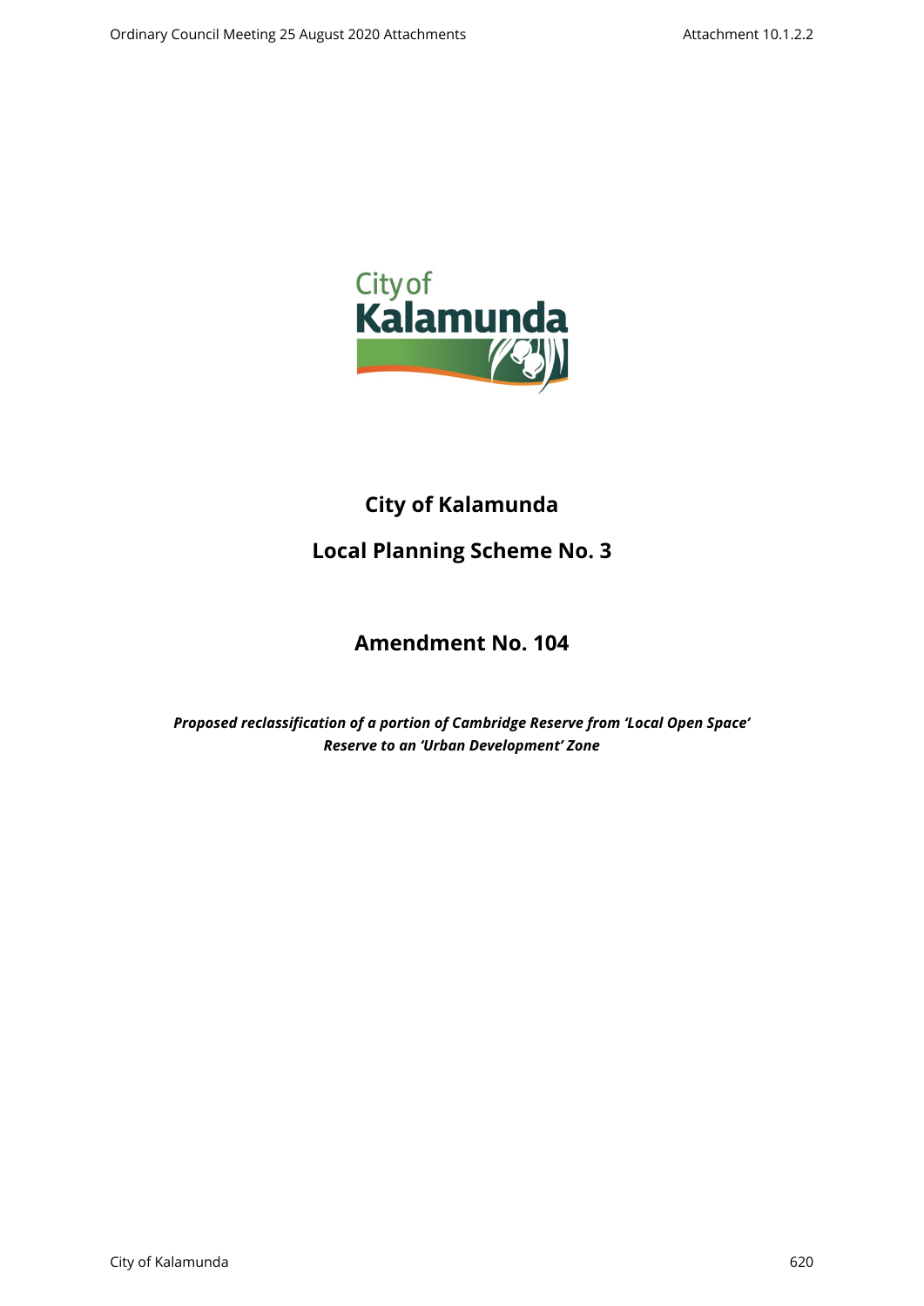# City of Kalamunda

## Local Planning Scheme No. 3

## Amendment No. 104

***Proposed reclassification of a portion of Cambridge Reserve from 'Local Open Space' Reserve to an 'Urban Development' Zone***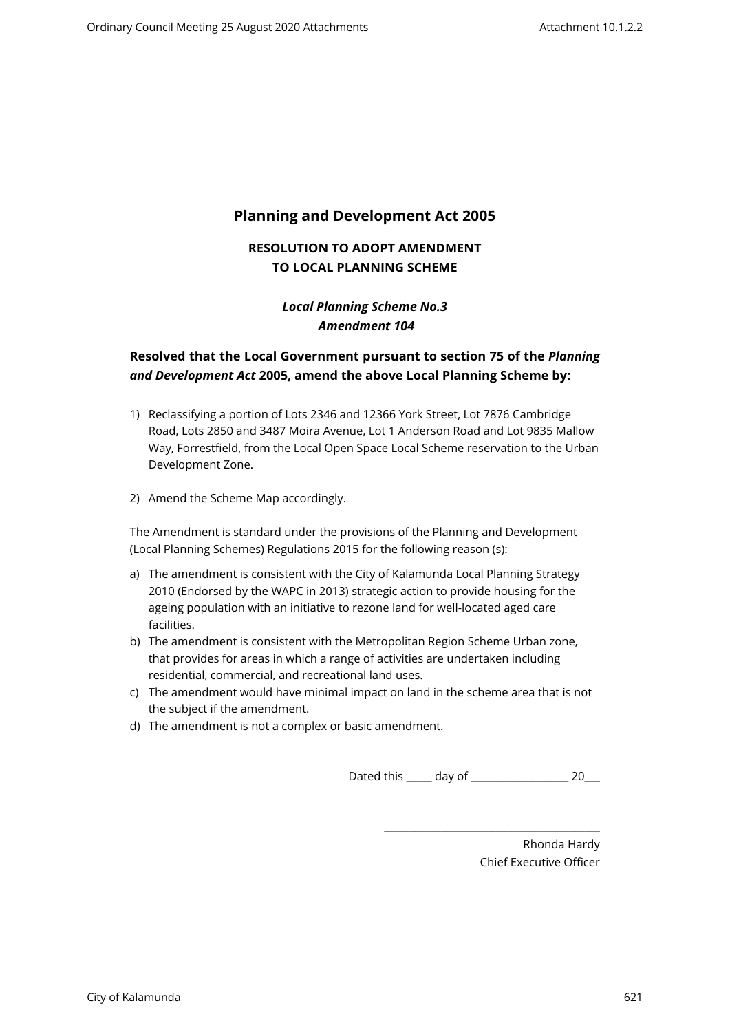# Planning and Development Act 2005

## RESOLUTION TO ADOPT AMENDMENT TO LOCAL PLANNING SCHEME

### *Local Planning Scheme No.3*
### *Amendment 104*

**Resolved that the Local Government pursuant to section 75 of the *Planning and Development Act* 2005, amend the above Local Planning Scheme by:**

1) Reclassifying a portion of Lots 2346 and 12366 York Street, Lot 7876 Cambridge Road, Lots 2850 and 3487 Moira Avenue, Lot 1 Anderson Road and Lot 9835 Mallow Way, Forrestfield, from the Local Open Space Local Scheme reservation to the Urban Development Zone.

2) Amend the Scheme Map accordingly.

The Amendment is standard under the provisions of the Planning and Development (Local Planning Schemes) Regulations 2015 for the following reason (s):

a) The amendment is consistent with the City of Kalamunda Local Planning Strategy 2010 (Endorsed by the WAPC in 2013) strategic action to provide housing for the ageing population with an initiative to rezone land for well-located aged care facilities.
b) The amendment is consistent with the Metropolitan Region Scheme Urban zone, that provides for areas in which a range of activities are undertaken including residential, commercial, and recreational land uses.
c) The amendment would have minimal impact on land in the scheme area that is not the subject if the amendment.
d) The amendment is not a complex or basic amendment.

Dated this _____ day of ___________________ 20___

_______________________________________

Rhonda Hardy
Chief Executive Officer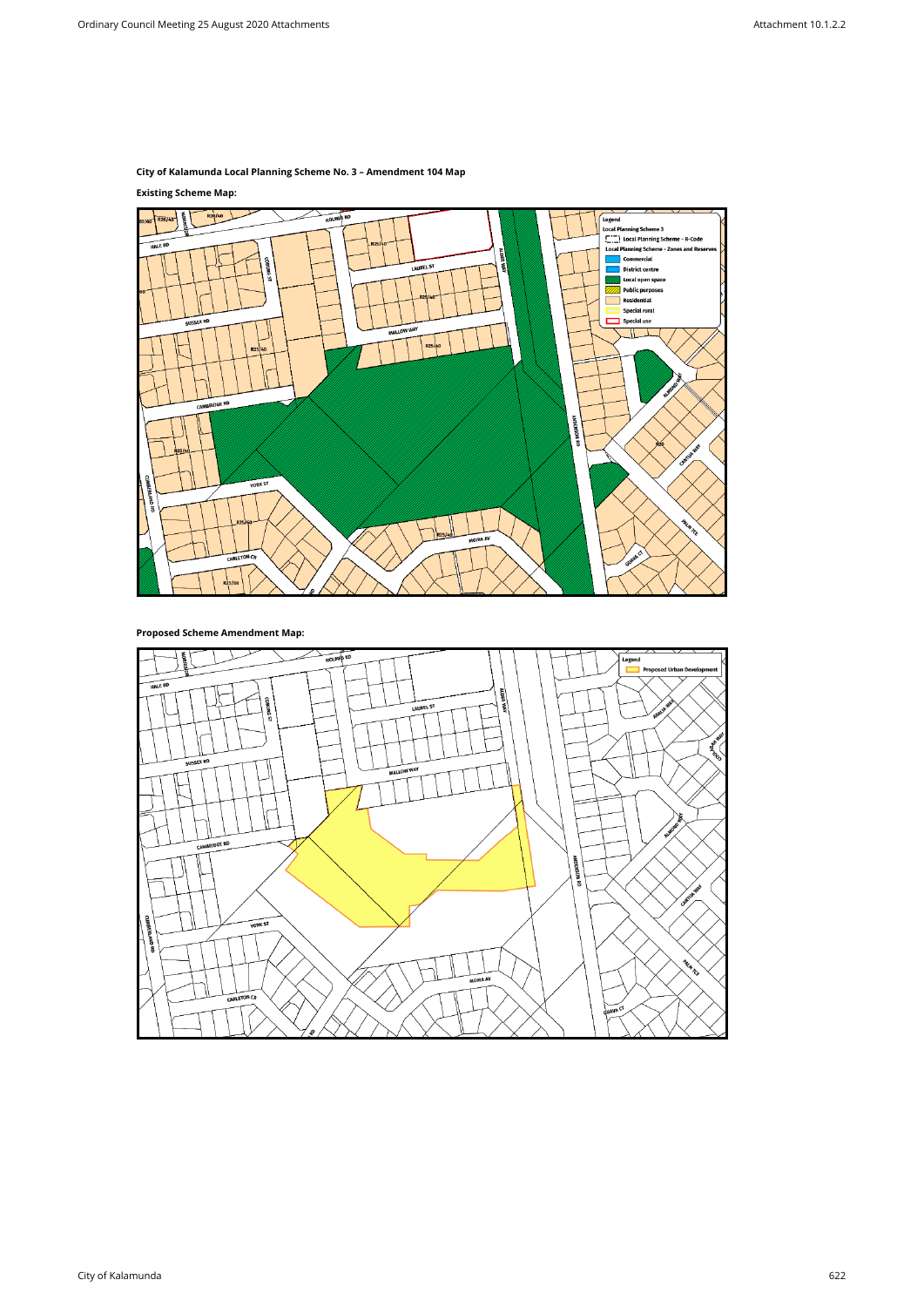**City of Kalamunda Local Planning Scheme No. 3 – Amendment 104 Map**

**Existing Scheme Map:**

Legend
Local Planning Scheme 3
Local Planning Scheme - R-Code
Local Planning Scheme - Zones and Reserves
Commercial
District centre
Local open space
Public purposes
Residential
Special rural
Special use

**Proposed Scheme Amendment Map:**

Legend
Proposed Urban Development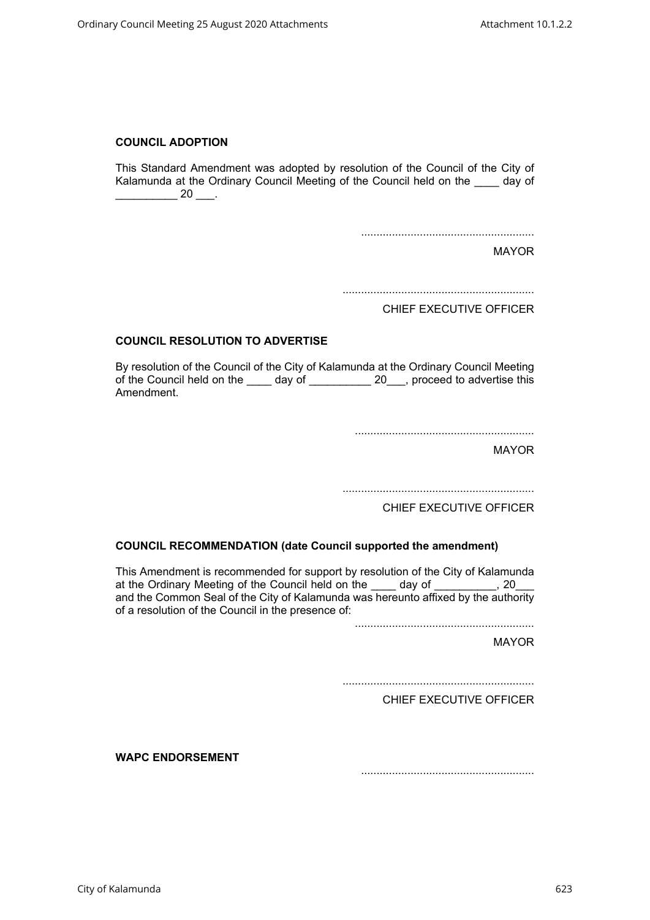**COUNCIL ADOPTION**

This Standard Amendment was adopted by resolution of the Council of the City of Kalamunda at the Ordinary Council Meeting of the Council held on the ____ day of __________ 20 ___.

........................................................

MAYOR

..............................................................

CHIEF EXECUTIVE OFFICER

**COUNCIL RESOLUTION TO ADVERTISE**

By resolution of the Council of the City of Kalamunda at the Ordinary Council Meeting of the Council held on the ____ day of __________ 20___, proceed to advertise this Amendment.

.........................................................

MAYOR

..............................................................

CHIEF EXECUTIVE OFFICER

**COUNCIL RECOMMENDATION (date Council supported the amendment)**

This Amendment is recommended for support by resolution of the City of Kalamunda at the Ordinary Meeting of the Council held on the ____ day of __________, 20___ and the Common Seal of the City of Kalamunda was hereunto affixed by the authority of a resolution of the Council in the presence of:

.........................................................

MAYOR

..............................................................

CHIEF EXECUTIVE OFFICER

**WAPC ENDORSEMENT**

........................................................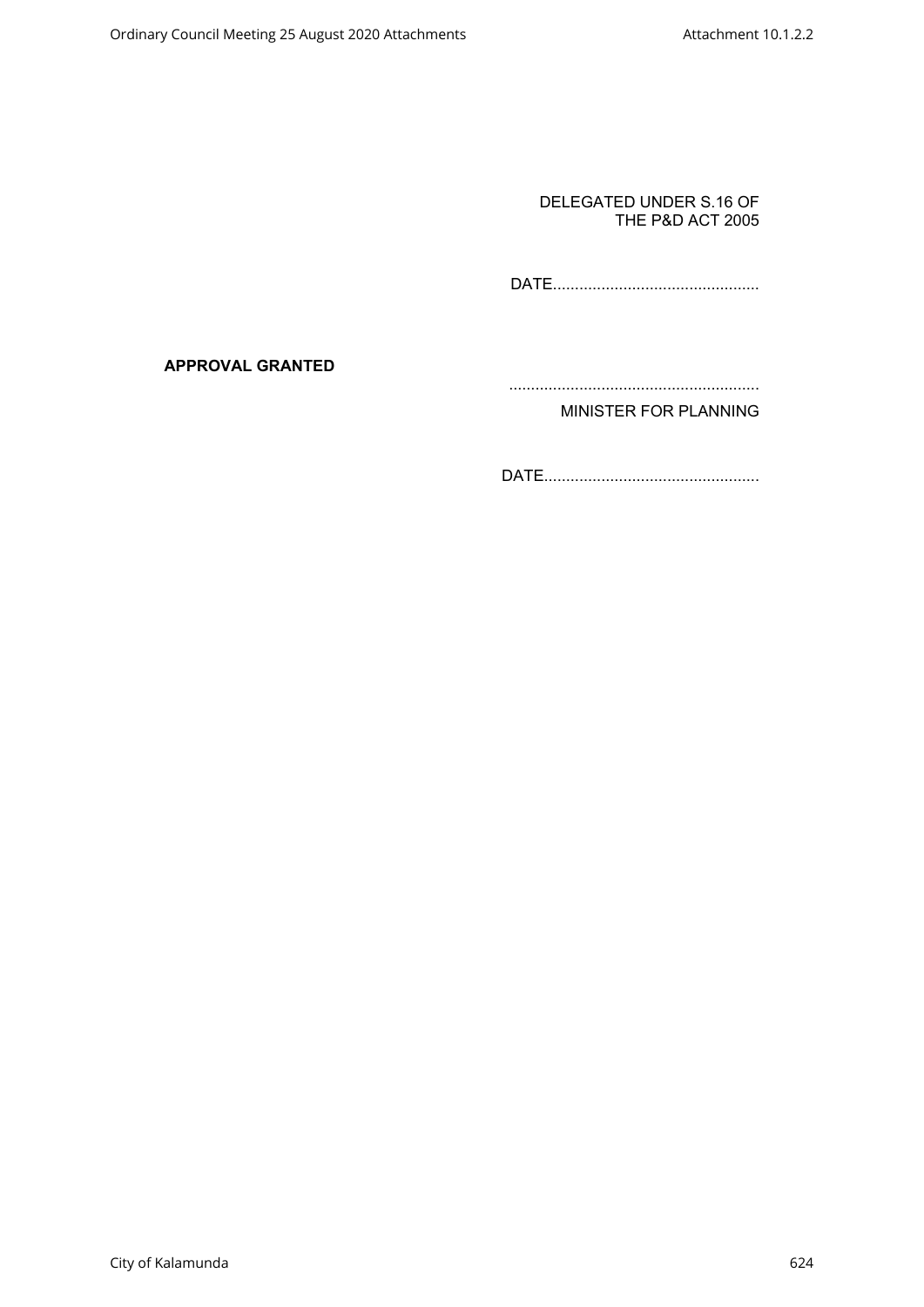DELEGATED UNDER S.16 OF
THE P&D ACT 2005

DATE...............................................

**APPROVAL GRANTED**

.........................................................
MINISTER FOR PLANNING

DATE.................................................